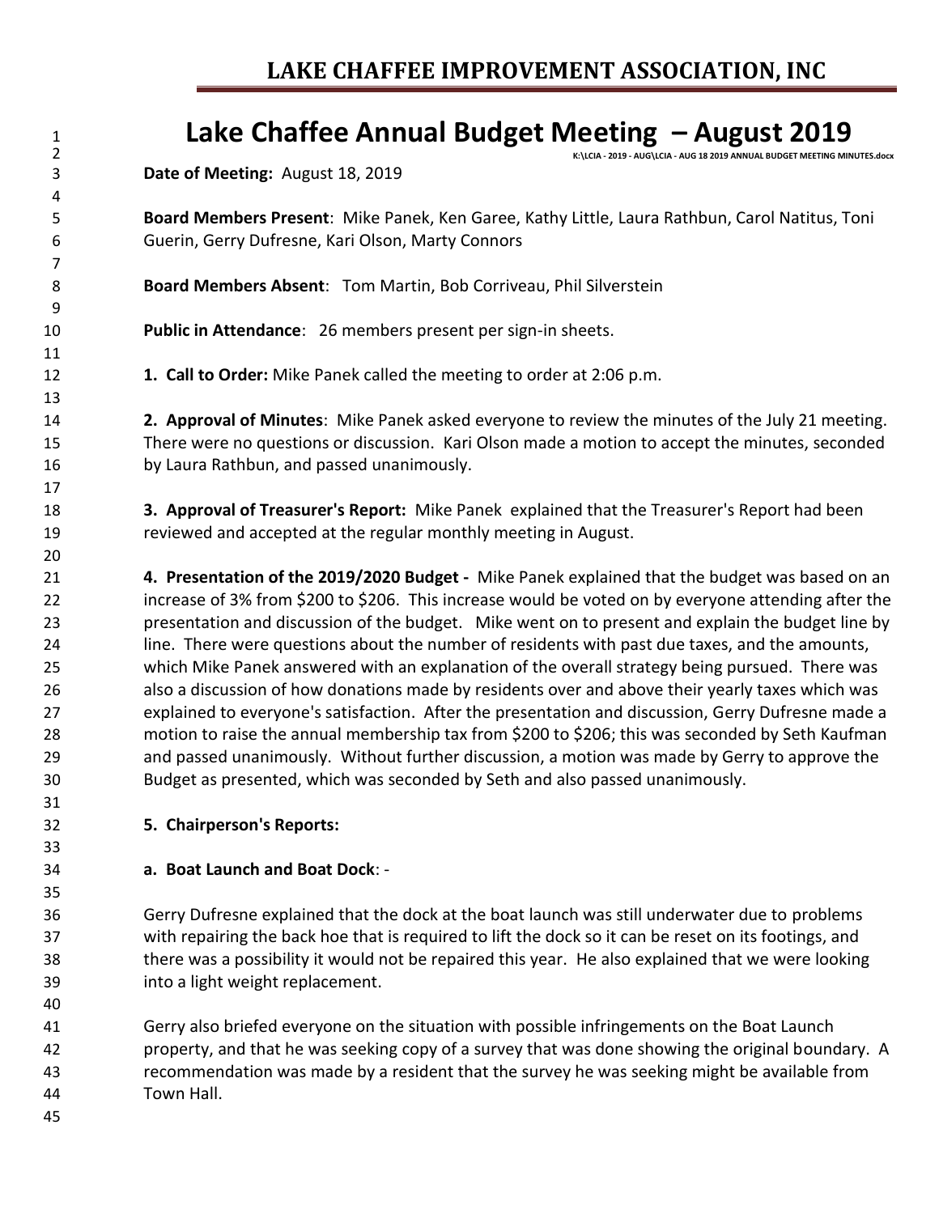# LAKE CHAFFEE IMPROVEMENT ASSOCIATION, INC

## Lake Chaffee Annual Budget Meeting – August 2019

K:\LCIA - 2019 - AUG\LCIA - AUG 18 2019 ANNUAL BUDGET MEETING MINUTES.docx

**Date of Meeting:** August 18, 2019

**Board Members Present**: Mike Panek, Ken Garee, Kathy Little, Laura Rathbun, Carol Natitus, Toni Guerin, Gerry Dufresne, Kari Olson, Marty Connors

**Board Members Absent**: Tom Martin, Bob Corriveau, Phil Silverstein

**Public in Attendance**: 26 members present per sign-in sheets.

**1. Call to Order:** Mike Panek called the meeting to order at 2:06 p.m.

**2. Approval of Minutes**: Mike Panek asked everyone to review the minutes of the July 21 meeting. There were no questions or discussion. Kari Olson made a motion to accept the minutes, seconded by Laura Rathbun, and passed unanimously.

**3. Approval of Treasurer's Report:** Mike Panek explained that the Treasurer's Report had been reviewed and accepted at the regular monthly meeting in August.

**4. Presentation of the 2019/2020 Budget -** Mike Panek explained that the budget was based on an increase of 3% from $200 to $206. This increase would be voted on by everyone attending after the presentation and discussion of the budget. Mike went on to present and explain the budget line by line. There were questions about the number of residents with past due taxes, and the amounts, which Mike Panek answered with an explanation of the overall strategy being pursued. There was also a discussion of how donations made by residents over and above their yearly taxes which was explained to everyone's satisfaction. After the presentation and discussion, Gerry Dufresne made a motion to raise the annual membership tax from $200 to $206; this was seconded by Seth Kaufman and passed unanimously. Without further discussion, a motion was made by Gerry to approve the Budget as presented, which was seconded by Seth and also passed unanimously.

**5. Chairperson's Reports:**

**a. Boat Launch and Boat Dock**: -

Gerry Dufresne explained that the dock at the boat launch was still underwater due to problems with repairing the back hoe that is required to lift the dock so it can be reset on its footings, and there was a possibility it would not be repaired this year. He also explained that we were looking into a light weight replacement.

Gerry also briefed everyone on the situation with possible infringements on the Boat Launch property, and that he was seeking copy of a survey that was done showing the original boundary. A recommendation was made by a resident that the survey he was seeking might be available from Town Hall.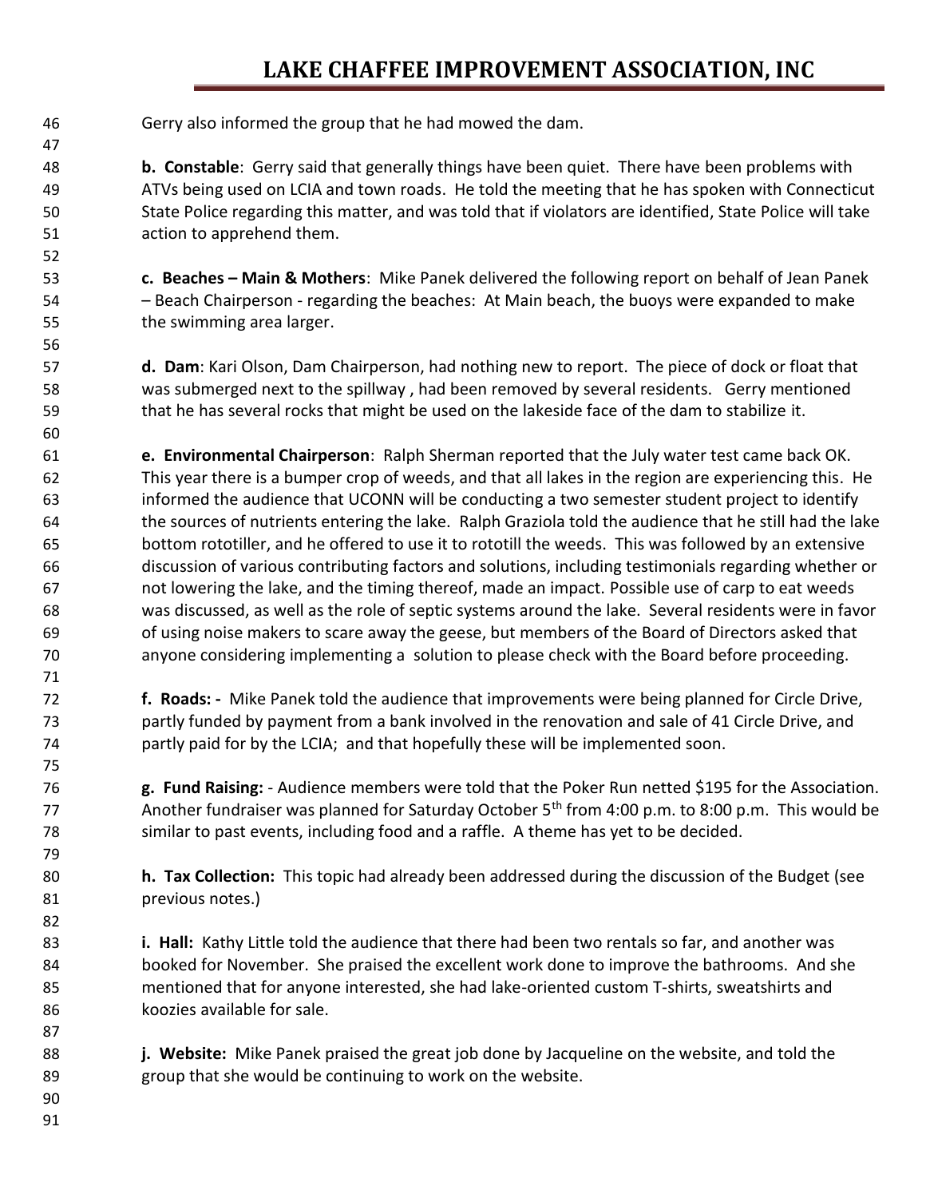Gerry also informed the group that he had mowed the dam.

**b. Constable**: Gerry said that generally things have been quiet. There have been problems with ATVs being used on LCIA and town roads. He told the meeting that he has spoken with Connecticut State Police regarding this matter, and was told that if violators are identified, State Police will take action to apprehend them.

**c. Beaches – Main & Mothers**: Mike Panek delivered the following report on behalf of Jean Panek – Beach Chairperson - regarding the beaches: At Main beach, the buoys were expanded to make the swimming area larger.

**d. Dam**: Kari Olson, Dam Chairperson, had nothing new to report. The piece of dock or float that was submerged next to the spillway , had been removed by several residents. Gerry mentioned that he has several rocks that might be used on the lakeside face of the dam to stabilize it.

**e. Environmental Chairperson**: Ralph Sherman reported that the July water test came back OK. This year there is a bumper crop of weeds, and that all lakes in the region are experiencing this. He informed the audience that UCONN will be conducting a two semester student project to identify the sources of nutrients entering the lake. Ralph Graziola told the audience that he still had the lake bottom rototiller, and he offered to use it to rototill the weeds. This was followed by an extensive discussion of various contributing factors and solutions, including testimonials regarding whether or not lowering the lake, and the timing thereof, made an impact. Possible use of carp to eat weeds was discussed, as well as the role of septic systems around the lake. Several residents were in favor of using noise makers to scare away the geese, but members of the Board of Directors asked that anyone considering implementing a solution to please check with the Board before proceeding.

**f. Roads: -** Mike Panek told the audience that improvements were being planned for Circle Drive, partly funded by payment from a bank involved in the renovation and sale of 41 Circle Drive, and partly paid for by the LCIA; and that hopefully these will be implemented soon.

**g. Fund Raising:** - Audience members were told that the Poker Run netted $195 for the Association. Another fundraiser was planned for Saturday October 5th from 4:00 p.m. to 8:00 p.m. This would be similar to past events, including food and a raffle. A theme has yet to be decided.

**h. Tax Collection:** This topic had already been addressed during the discussion of the Budget (see previous notes.)

**i. Hall:** Kathy Little told the audience that there had been two rentals so far, and another was booked for November. She praised the excellent work done to improve the bathrooms. And she mentioned that for anyone interested, she had lake-oriented custom T-shirts, sweatshirts and koozies available for sale.

**j. Website:** Mike Panek praised the great job done by Jacqueline on the website, and told the group that she would be continuing to work on the website.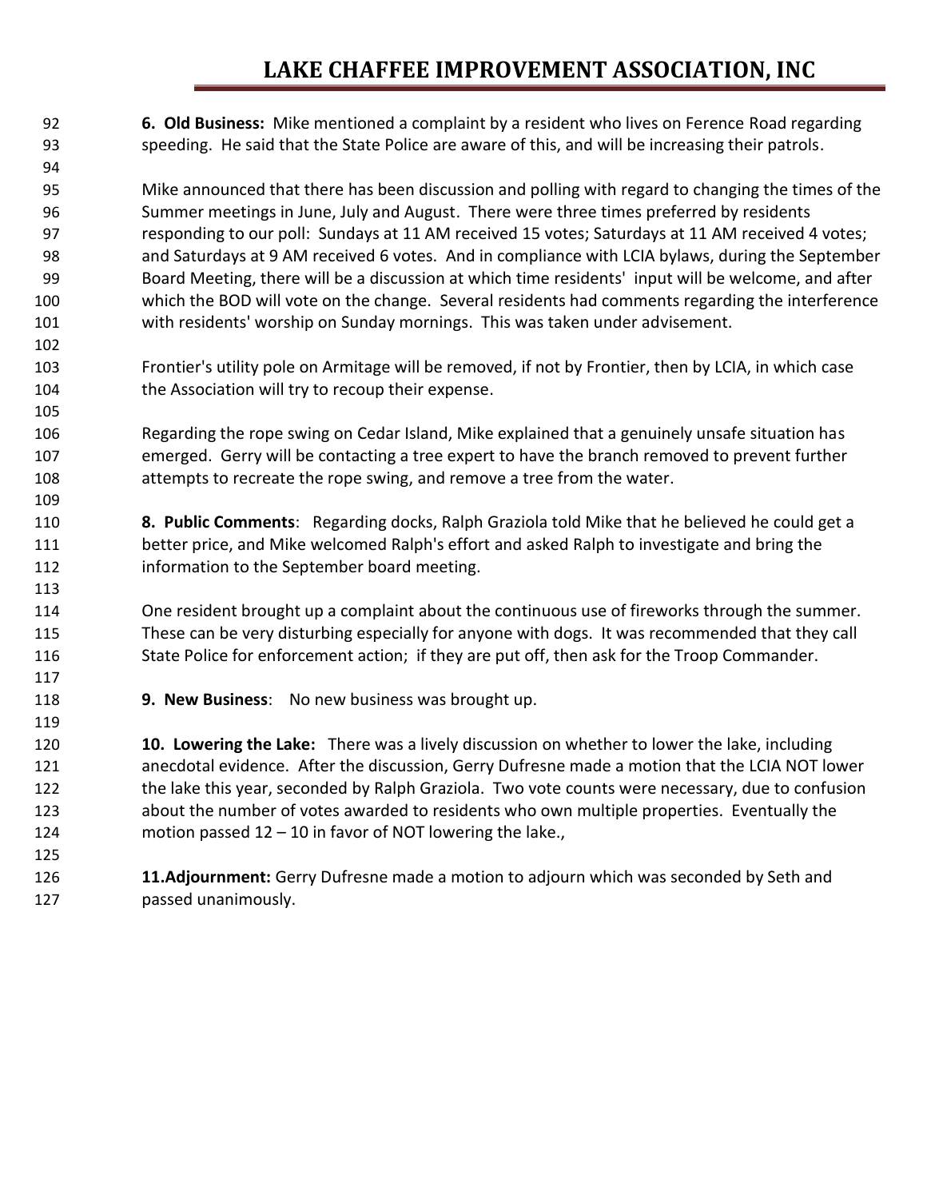**6. Old Business:** Mike mentioned a complaint by a resident who lives on Ference Road regarding speeding. He said that the State Police are aware of this, and will be increasing their patrols.

Mike announced that there has been discussion and polling with regard to changing the times of the Summer meetings in June, July and August. There were three times preferred by residents responding to our poll: Sundays at 11 AM received 15 votes; Saturdays at 11 AM received 4 votes; and Saturdays at 9 AM received 6 votes. And in compliance with LCIA bylaws, during the September Board Meeting, there will be a discussion at which time residents' input will be welcome, and after which the BOD will vote on the change. Several residents had comments regarding the interference with residents' worship on Sunday mornings. This was taken under advisement.

Frontier's utility pole on Armitage will be removed, if not by Frontier, then by LCIA, in which case the Association will try to recoup their expense.

Regarding the rope swing on Cedar Island, Mike explained that a genuinely unsafe situation has emerged. Gerry will be contacting a tree expert to have the branch removed to prevent further attempts to recreate the rope swing, and remove a tree from the water.

**8. Public Comments**: Regarding docks, Ralph Graziola told Mike that he believed he could get a better price, and Mike welcomed Ralph's effort and asked Ralph to investigate and bring the information to the September board meeting.

One resident brought up a complaint about the continuous use of fireworks through the summer. These can be very disturbing especially for anyone with dogs. It was recommended that they call State Police for enforcement action; if they are put off, then ask for the Troop Commander.

**9. New Business**: No new business was brought up.

**10. Lowering the Lake:** There was a lively discussion on whether to lower the lake, including anecdotal evidence. After the discussion, Gerry Dufresne made a motion that the LCIA NOT lower the lake this year, seconded by Ralph Graziola. Two vote counts were necessary, due to confusion about the number of votes awarded to residents who own multiple properties. Eventually the motion passed 12 – 10 in favor of NOT lowering the lake.,

**11.Adjournment:** Gerry Dufresne made a motion to adjourn which was seconded by Seth and passed unanimously.